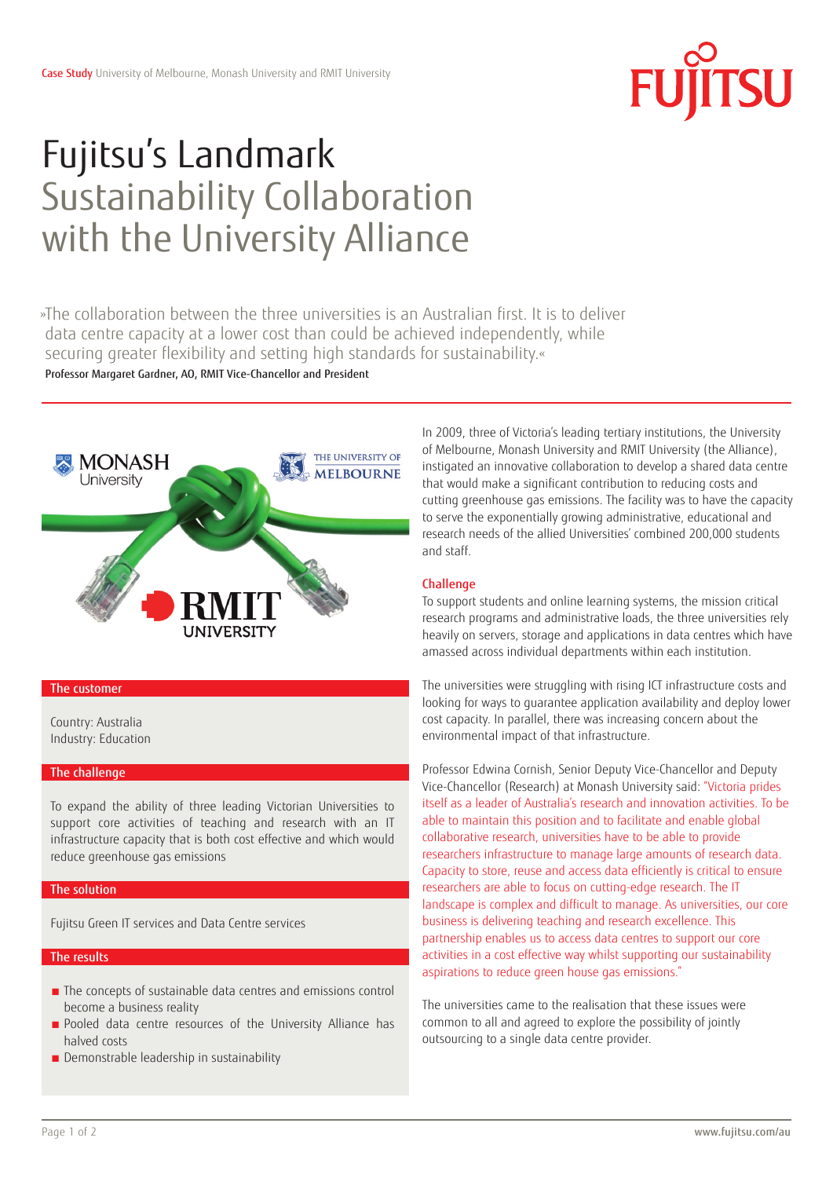**Case Study** University of Melbourne, Monash University and RMIT University

# Fujitsu's Landmark Sustainability Collaboration with the University Alliance

»The collaboration between the three universities is an Australian first. It is to deliver data centre capacity at a lower cost than could be achieved independently, while securing greater flexibility and setting high standards for sustainability.«

**Professor Margaret Gardner, AO, RMIT Vice-Chancellor and President**

### The customer

Country: Australia
Industry: Education

### The challenge

To expand the ability of three leading Victorian Universities to support core activities of teaching and research with an IT infrastructure capacity that is both cost effective and which would reduce greenhouse gas emissions

### The solution

Fujitsu Green IT services and Data Centre services

### The results

- The concepts of sustainable data centres and emissions control become a business reality
- Pooled data centre resources of the University Alliance has halved costs
- Demonstrable leadership in sustainability

In 2009, three of Victoria's leading tertiary institutions, the University of Melbourne, Monash University and RMIT University (the Alliance), instigated an innovative collaboration to develop a shared data centre that would make a significant contribution to reducing costs and cutting greenhouse gas emissions. The facility was to have the capacity to serve the exponentially growing administrative, educational and research needs of the allied Universities' combined 200,000 students and staff.

## Challenge

To support students and online learning systems, the mission critical research programs and administrative loads, the three universities rely heavily on servers, storage and applications in data centres which have amassed across individual departments within each institution.

The universities were struggling with rising ICT infrastructure costs and looking for ways to guarantee application availability and deploy lower cost capacity. In parallel, there was increasing concern about the environmental impact of that infrastructure.

Professor Edwina Cornish, Senior Deputy Vice-Chancellor and Deputy Vice-Chancellor (Research) at Monash University said: "Victoria prides itself as a leader of Australia's research and innovation activities. To be able to maintain this position and to facilitate and enable global collaborative research, universities have to be able to provide researchers infrastructure to manage large amounts of research data. Capacity to store, reuse and access data efficiently is critical to ensure researchers are able to focus on cutting-edge research. The IT landscape is complex and difficult to manage. As universities, our core business is delivering teaching and research excellence. This partnership enables us to access data centres to support our core activities in a cost effective way whilst supporting our sustainability aspirations to reduce green house gas emissions."

The universities came to the realisation that these issues were common to all and agreed to explore the possibility of jointly outsourcing to a single data centre provider.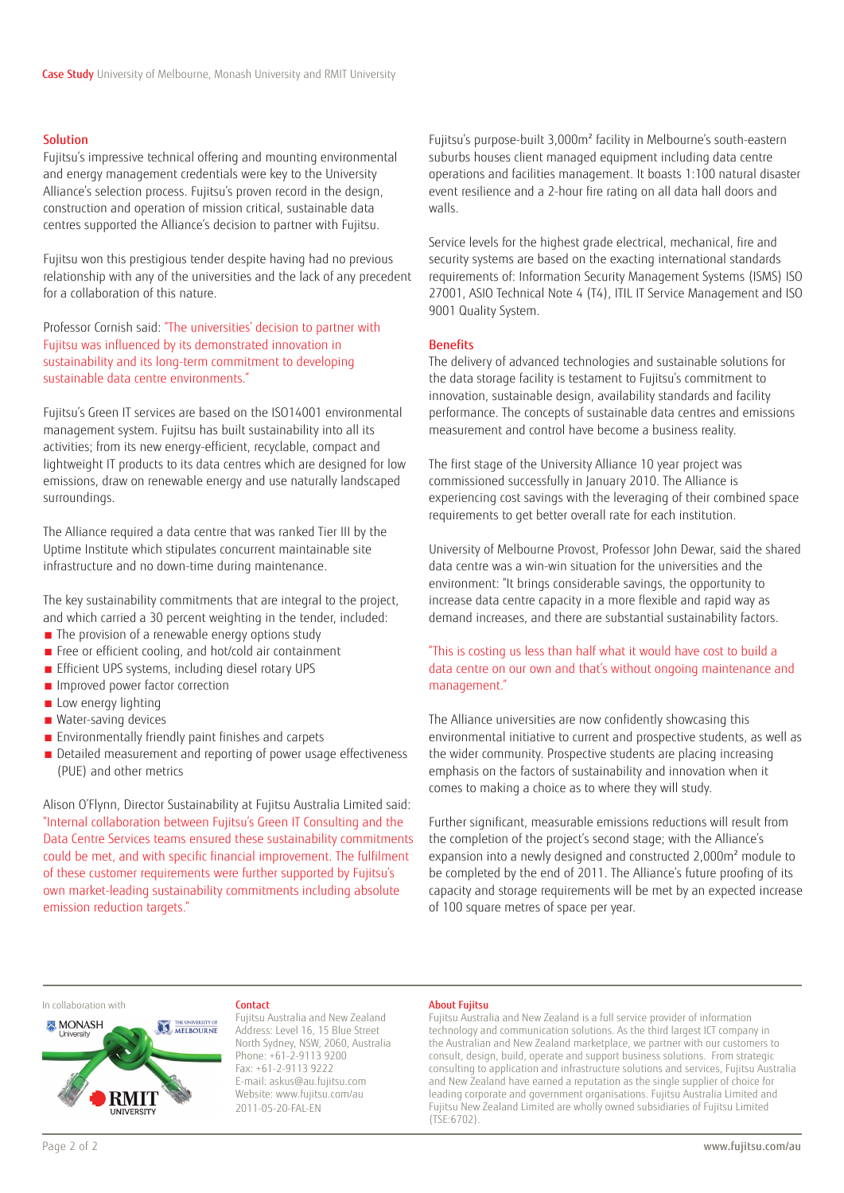## Solution

Fujitsu's impressive technical offering and mounting environmental and energy management credentials were key to the University Alliance's selection process. Fujitsu's proven record in the design, construction and operation of mission critical, sustainable data centres supported the Alliance's decision to partner with Fujitsu.

Fujitsu won this prestigious tender despite having had no previous relationship with any of the universities and the lack of any precedent for a collaboration of this nature.

Professor Cornish said: "The universities' decision to partner with Fujitsu was influenced by its demonstrated innovation in sustainability and its long-term commitment to developing sustainable data centre environments."

Fujitsu's Green IT services are based on the ISO14001 environmental management system. Fujitsu has built sustainability into all its activities; from its new energy-efficient, recyclable, compact and lightweight IT products to its data centres which are designed for low emissions, draw on renewable energy and use naturally landscaped surroundings.

The Alliance required a data centre that was ranked Tier III by the Uptime Institute which stipulates concurrent maintainable site infrastructure and no down-time during maintenance.

The key sustainability commitments that are integral to the project, and which carried a 30 percent weighting in the tender, included:

- The provision of a renewable energy options study
- Free or efficient cooling, and hot/cold air containment
- Efficient UPS systems, including diesel rotary UPS
- Improved power factor correction
- Low energy lighting
- Water-saving devices
- Environmentally friendly paint finishes and carpets
- Detailed measurement and reporting of power usage effectiveness (PUE) and other metrics

Alison O'Flynn, Director Sustainability at Fujitsu Australia Limited said: "Internal collaboration between Fujitsu's Green IT Consulting and the Data Centre Services teams ensured these sustainability commitments could be met, and with specific financial improvement. The fulfilment of these customer requirements were further supported by Fujitsu's own market-leading sustainability commitments including absolute emission reduction targets."

Fujitsu's purpose-built 3,000m² facility in Melbourne's south-eastern suburbs houses client managed equipment including data centre operations and facilities management. It boasts 1:100 natural disaster event resilience and a 2-hour fire rating on all data hall doors and walls.

Service levels for the highest grade electrical, mechanical, fire and security systems are based on the exacting international standards requirements of: Information Security Management Systems (ISMS) ISO 27001, ASIO Technical Note 4 (T4), ITIL IT Service Management and ISO 9001 Quality System.

## Benefits

The delivery of advanced technologies and sustainable solutions for the data storage facility is testament to Fujitsu's commitment to innovation, sustainable design, availability standards and facility performance. The concepts of sustainable data centres and emissions measurement and control have become a business reality.

The first stage of the University Alliance 10 year project was commissioned successfully in January 2010. The Alliance is experiencing cost savings with the leveraging of their combined space requirements to get better overall rate for each institution.

University of Melbourne Provost, Professor John Dewar, said the shared data centre was a win-win situation for the universities and the environment: "It brings considerable savings, the opportunity to increase data centre capacity in a more flexible and rapid way as demand increases, and there are substantial sustainability factors.

"This is costing us less than half what it would have cost to build a data centre on our own and that's without ongoing maintenance and management."

The Alliance universities are now confidently showcasing this environmental initiative to current and prospective students, as well as the wider community. Prospective students are placing increasing emphasis on the factors of sustainability and innovation when it comes to making a choice as to where they will study.

Further significant, measurable emissions reductions will result from the completion of the project's second stage; with the Alliance's expansion into a newly designed and constructed 2,000m² module to be completed by the end of 2011. The Alliance's future proofing of its capacity and storage requirements will be met by an expected increase of 100 square metres of space per year.

In collaboration with

Monash University, The University of Melbourne, RMIT University

### Contact

Fujitsu Australia and New Zealand
Address: Level 16, 15 Blue Street
North Sydney, NSW, 2060, Australia
Phone: +61-2-9113 9200
Fax: +61-2-9113 9222
E-mail: askus@au.fujitsu.com
Website: www.fujitsu.com/au
2011-05-20-FAL-EN

### About Fujitsu

Fujitsu Australia and New Zealand is a full service provider of information technology and communication solutions. As the third largest ICT company in the Australian and New Zealand marketplace, we partner with our customers to consult, design, build, operate and support business solutions. From strategic consulting to application and infrastructure solutions and services, Fujitsu Australia and New Zealand have earned a reputation as the single supplier of choice for leading corporate and government organisations. Fujitsu Australia Limited and Fujitsu New Zealand Limited are wholly owned subsidiaries of Fujitsu Limited (TSE:6702).